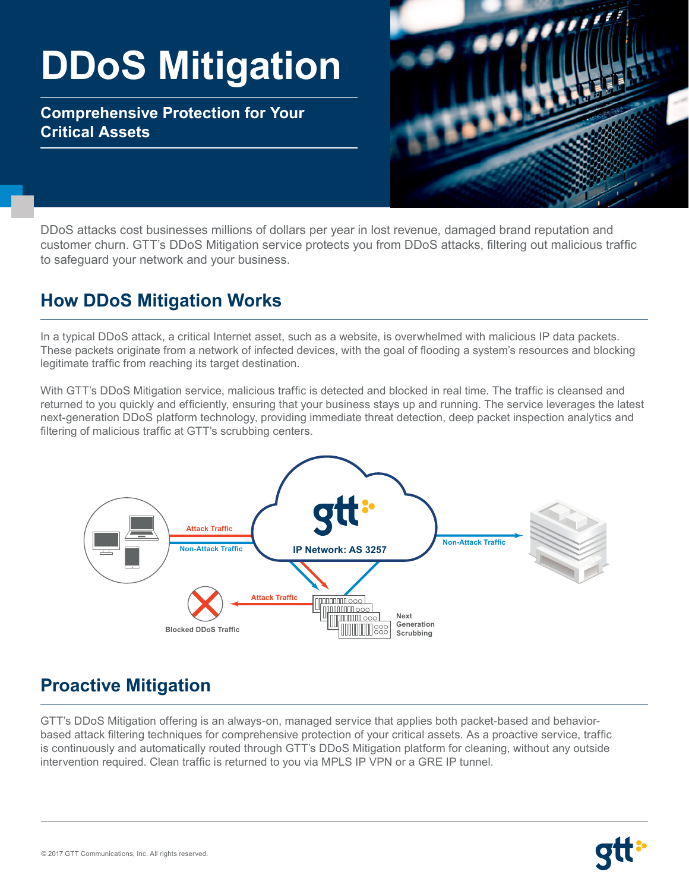# DDoS Mitigation

## Comprehensive Protection for Your Critical Assets

DDoS attacks cost businesses millions of dollars per year in lost revenue, damaged brand reputation and customer churn. GTT's DDoS Mitigation service protects you from DDoS attacks, filtering out malicious traffic to safeguard your network and your business.

## How DDoS Mitigation Works

In a typical DDoS attack, a critical Internet asset, such as a website, is overwhelmed with malicious IP data packets. These packets originate from a network of infected devices, with the goal of flooding a system's resources and blocking legitimate traffic from reaching its target destination.

With GTT's DDoS Mitigation service, malicious traffic is detected and blocked in real time. The traffic is cleansed and returned to you quickly and efficiently, ensuring that your business stays up and running. The service leverages the latest next-generation DDoS platform technology, providing immediate threat detection, deep packet inspection analytics and filtering of malicious traffic at GTT's scrubbing centers.

Attack Traffic
Non-Attack Traffic
IP Network: AS 3257
Non-Attack Traffic
Attack Traffic
Blocked DDoS Traffic
Next Generation Scrubbing

## Proactive Mitigation

GTT's DDoS Mitigation offering is an always-on, managed service that applies both packet-based and behavior-based attack filtering techniques for comprehensive protection of your critical assets. As a proactive service, traffic is continuously and automatically routed through GTT's DDoS Mitigation platform for cleaning, without any outside intervention required. Clean traffic is returned to you via MPLS IP VPN or a GRE IP tunnel.

© 2017 GTT Communications, Inc. All rights reserved.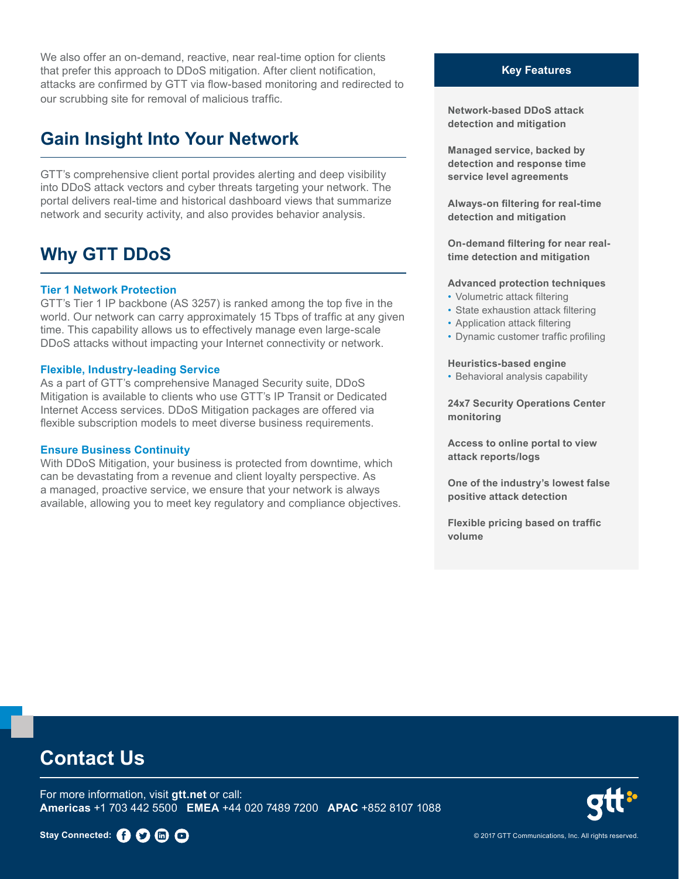We also offer an on-demand, reactive, near real-time option for clients that prefer this approach to DDoS mitigation. After client notification, attacks are confirmed by GTT via flow-based monitoring and redirected to our scrubbing site for removal of malicious traffic.

## Gain Insight Into Your Network

GTT's comprehensive client portal provides alerting and deep visibility into DDoS attack vectors and cyber threats targeting your network. The portal delivers real-time and historical dashboard views that summarize network and security activity, and also provides behavior analysis.

## Why GTT DDoS

### Tier 1 Network Protection

GTT's Tier 1 IP backbone (AS 3257) is ranked among the top five in the world. Our network can carry approximately 15 Tbps of traffic at any given time. This capability allows us to effectively manage even large-scale DDoS attacks without impacting your Internet connectivity or network.

### Flexible, Industry-leading Service

As a part of GTT's comprehensive Managed Security suite, DDoS Mitigation is available to clients who use GTT's IP Transit or Dedicated Internet Access services. DDoS Mitigation packages are offered via flexible subscription models to meet diverse business requirements.

### Ensure Business Continuity

With DDoS Mitigation, your business is protected from downtime, which can be devastating from a revenue and client loyalty perspective. As a managed, proactive service, we ensure that your network is always available, allowing you to meet key regulatory and compliance objectives.

### Key Features

**Network-based DDoS attack detection and mitigation**

**Managed service, backed by detection and response time service level agreements**

**Always-on filtering for real-time detection and mitigation**

**On-demand filtering for near real-time detection and mitigation**

**Advanced protection techniques**
- Volumetric attack filtering
- State exhaustion attack filtering
- Application attack filtering
- Dynamic customer traffic profiling

**Heuristics-based engine**
- Behavioral analysis capability

**24x7 Security Operations Center monitoring**

**Access to online portal to view attack reports/logs**

**One of the industry's lowest false positive attack detection**

**Flexible pricing based on traffic volume**

## Contact Us

For more information, visit **gtt.net** or call:
**Americas** +1 703 442 5500 **EMEA** +44 020 7489 7200 **APAC** +852 8107 1088

**Stay Connected:**

© 2017 GTT Communications, Inc. All rights reserved.